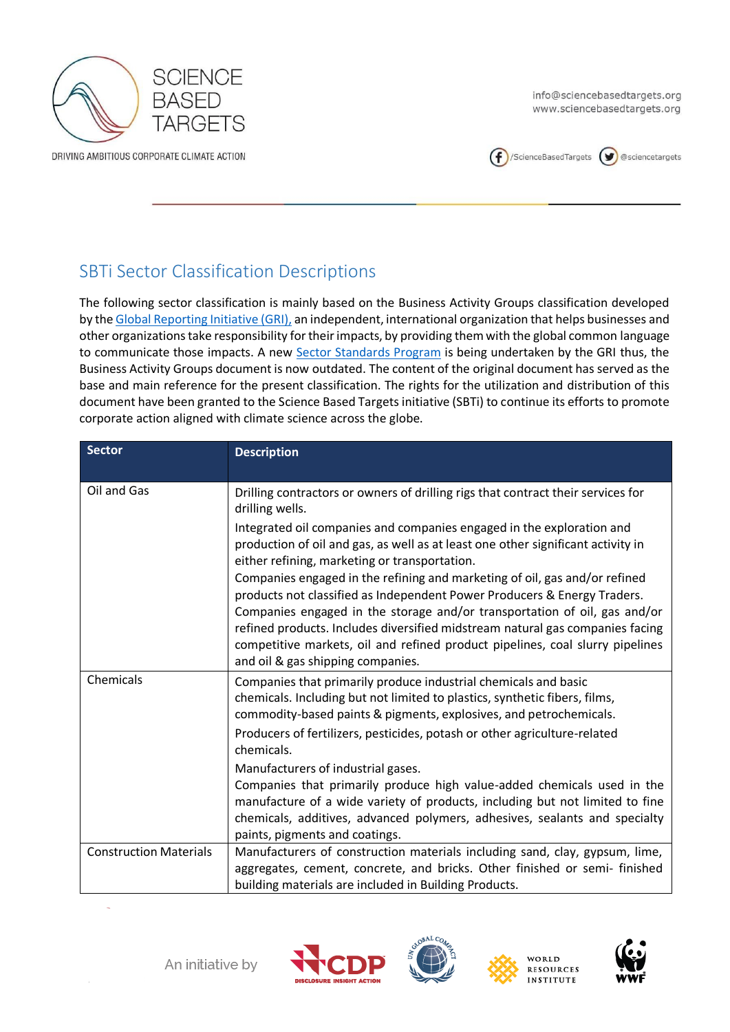## SBTi Sector Classification Descriptions

The following sector classification is mainly based on the Business Activity Groups classification developed by the Global Reporting Initiative (GRI), an independent, international organization that helps businesses and other organizations take responsibility for their impacts, by providing them with the global common language to communicate those impacts. A new Sector Standards Program is being undertaken by the GRI thus, the Business Activity Groups document is now outdated. The content of the original document has served as the base and main reference for the present classification. The rights for the utilization and distribution of this document have been granted to the Science Based Targets initiative (SBTi) to continue its efforts to promote corporate action aligned with climate science across the globe.

| Sector | Description |
|---|---|
| Oil and Gas | Drilling contractors or owners of drilling rigs that contract their services for drilling wells.<br>Integrated oil companies and companies engaged in the exploration and production of oil and gas, as well as at least one other significant activity in either refining, marketing or transportation.<br>Companies engaged in the refining and marketing of oil, gas and/or refined products not classified as Independent Power Producers & Energy Traders.<br>Companies engaged in the storage and/or transportation of oil, gas and/or refined products. Includes diversified midstream natural gas companies facing competitive markets, oil and refined product pipelines, coal slurry pipelines and oil & gas shipping companies. |
| Chemicals | Companies that primarily produce industrial chemicals and basic chemicals. Including but not limited to plastics, synthetic fibers, films, commodity-based paints & pigments, explosives, and petrochemicals.<br>Producers of fertilizers, pesticides, potash or other agriculture-related chemicals.<br>Manufacturers of industrial gases.<br>Companies that primarily produce high value-added chemicals used in the manufacture of a wide variety of products, including but not limited to fine chemicals, additives, advanced polymers, adhesives, sealants and specialty paints, pigments and coatings. |
| Construction Materials | Manufacturers of construction materials including sand, clay, gypsum, lime, aggregates, cement, concrete, and bricks. Other finished or semi- finished building materials are included in Building Products. |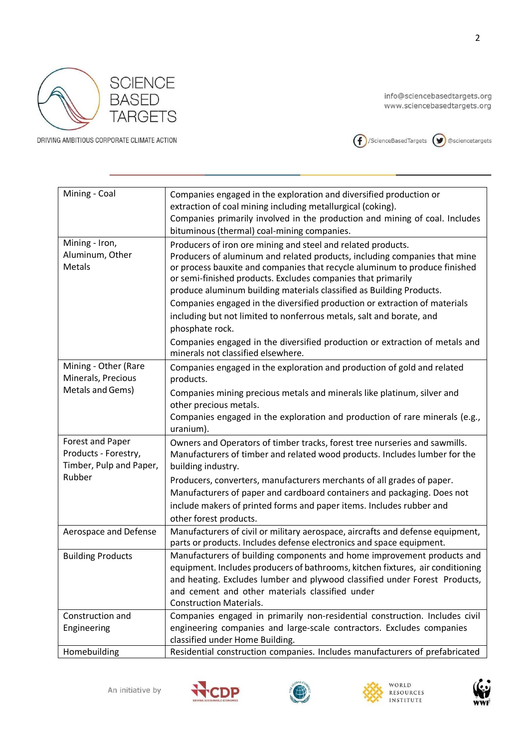| | |
|---|---|
| Mining - Coal | Companies engaged in the exploration and diversified production or extraction of coal mining including metallurgical (coking). Companies primarily involved in the production and mining of coal. Includes bituminous (thermal) coal-mining companies. |
| Mining - Iron, Aluminum, Other Metals | Producers of iron ore mining and steel and related products. Producers of aluminum and related products, including companies that mine or process bauxite and companies that recycle aluminum to produce finished or semi-finished products. Excludes companies that primarily produce aluminum building materials classified as Building Products. Companies engaged in the diversified production or extraction of materials including but not limited to nonferrous metals, salt and borate, and phosphate rock. Companies engaged in the diversified production or extraction of metals and minerals not classified elsewhere. |
| Mining - Other (Rare Minerals, Precious Metals and Gems) | Companies engaged in the exploration and production of gold and related products. Companies mining precious metals and minerals like platinum, silver and other precious metals. Companies engaged in the exploration and production of rare minerals (e.g., uranium). |
| Forest and Paper Products - Forestry, Timber, Pulp and Paper, Rubber | Owners and Operators of timber tracks, forest tree nurseries and sawmills. Manufacturers of timber and related wood products. Includes lumber for the building industry. Producers, converters, manufacturers merchants of all grades of paper. Manufacturers of paper and cardboard containers and packaging. Does not include makers of printed forms and paper items. Includes rubber and other forest products. |
| Aerospace and Defense | Manufacturers of civil or military aerospace, aircrafts and defense equipment, parts or products. Includes defense electronics and space equipment. |
| Building Products | Manufacturers of building components and home improvement products and equipment. Includes producers of bathrooms, kitchen fixtures, air conditioning and heating. Excludes lumber and plywood classified under Forest Products, and cement and other materials classified under Construction Materials. |
| Construction and Engineering | Companies engaged in primarily non-residential construction. Includes civil engineering companies and large-scale contractors. Excludes companies classified under Home Building. |
| Homebuilding | Residential construction companies. Includes manufacturers of prefabricated |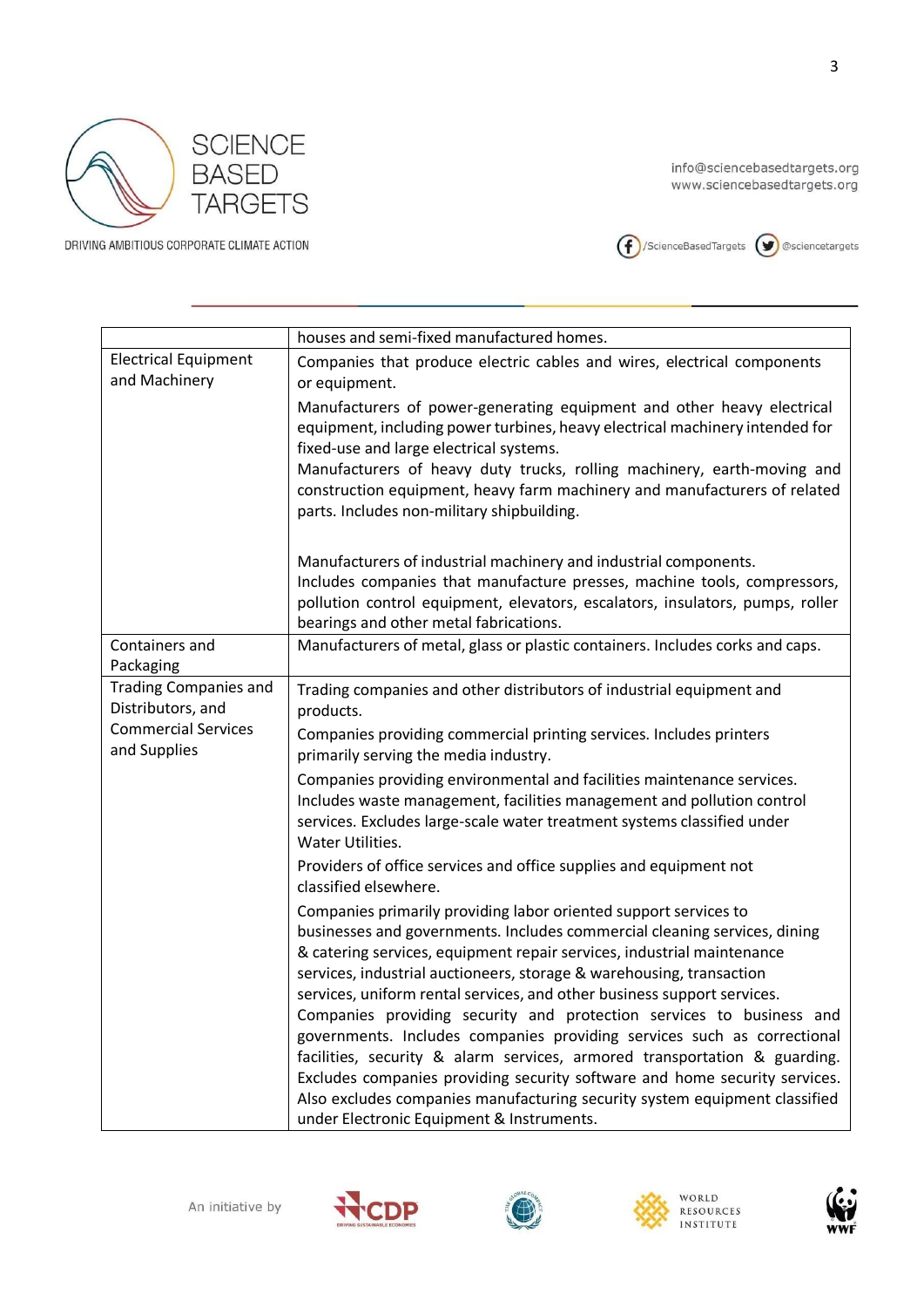|  |  |
|---|---|
|  | houses and semi-fixed manufactured homes. |
| Electrical Equipment and Machinery | Companies that produce electric cables and wires, electrical components or equipment.<br><br>Manufacturers of power-generating equipment and other heavy electrical equipment, including power turbines, heavy electrical machinery intended for fixed-use and large electrical systems.<br>Manufacturers of heavy duty trucks, rolling machinery, earth-moving and construction equipment, heavy farm machinery and manufacturers of related parts. Includes non-military shipbuilding.<br><br>Manufacturers of industrial machinery and industrial components.<br>Includes companies that manufacture presses, machine tools, compressors, pollution control equipment, elevators, escalators, insulators, pumps, roller bearings and other metal fabrications. |
| Containers and Packaging | Manufacturers of metal, glass or plastic containers. Includes corks and caps. |
| Trading Companies and Distributors, and Commercial Services and Supplies | Trading companies and other distributors of industrial equipment and products.<br><br>Companies providing commercial printing services. Includes printers primarily serving the media industry.<br><br>Companies providing environmental and facilities maintenance services. Includes waste management, facilities management and pollution control services. Excludes large-scale water treatment systems classified under Water Utilities.<br><br>Providers of office services and office supplies and equipment not classified elsewhere.<br><br>Companies primarily providing labor oriented support services to businesses and governments. Includes commercial cleaning services, dining & catering services, equipment repair services, industrial maintenance services, industrial auctioneers, storage & warehousing, transaction services, uniform rental services, and other business support services.<br>Companies providing security and protection services to business and governments. Includes companies providing services such as correctional facilities, security & alarm services, armored transportation & guarding. Excludes companies providing security software and home security services. Also excludes companies manufacturing security system equipment classified under Electronic Equipment & Instruments. |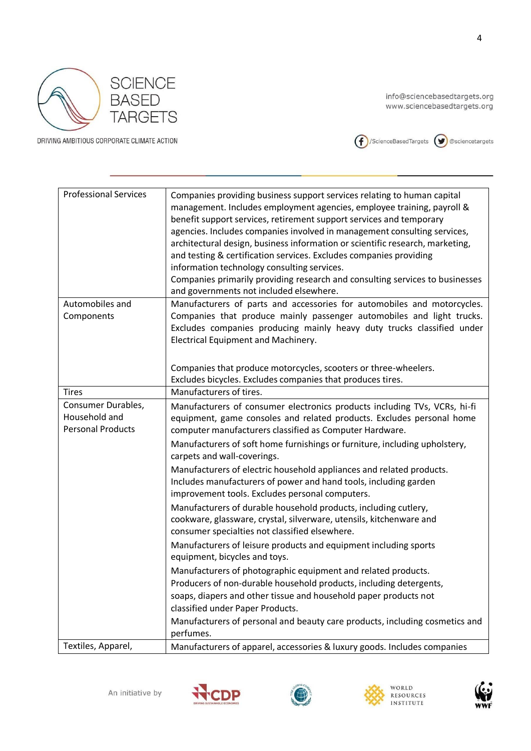| | |
|---|---|
| Professional Services | Companies providing business support services relating to human capital management. Includes employment agencies, employee training, payroll & benefit support services, retirement support services and temporary agencies. Includes companies involved in management consulting services, architectural design, business information or scientific research, marketing, and testing & certification services. Excludes companies providing information technology consulting services.<br>Companies primarily providing research and consulting services to businesses and governments not included elsewhere. |
| Automobiles and Components | Manufacturers of parts and accessories for automobiles and motorcycles. Companies that produce mainly passenger automobiles and light trucks. Excludes companies producing mainly heavy duty trucks classified under Electrical Equipment and Machinery.<br><br>Companies that produce motorcycles, scooters or three-wheelers. Excludes bicycles. Excludes companies that produces tires. |
| Tires | Manufacturers of tires. |
| Consumer Durables, Household and Personal Products | Manufacturers of consumer electronics products including TVs, VCRs, hi-fi equipment, game consoles and related products. Excludes personal home computer manufacturers classified as Computer Hardware.<br>Manufacturers of soft home furnishings or furniture, including upholstery, carpets and wall-coverings.<br>Manufacturers of electric household appliances and related products. Includes manufacturers of power and hand tools, including garden improvement tools. Excludes personal computers.<br>Manufacturers of durable household products, including cutlery, cookware, glassware, crystal, silverware, utensils, kitchenware and consumer specialties not classified elsewhere.<br>Manufacturers of leisure products and equipment including sports equipment, bicycles and toys.<br>Manufacturers of photographic equipment and related products.<br>Producers of non-durable household products, including detergents, soaps, diapers and other tissue and household paper products not classified under Paper Products.<br>Manufacturers of personal and beauty care products, including cosmetics and perfumes. |
| Textiles, Apparel, | Manufacturers of apparel, accessories & luxury goods. Includes companies |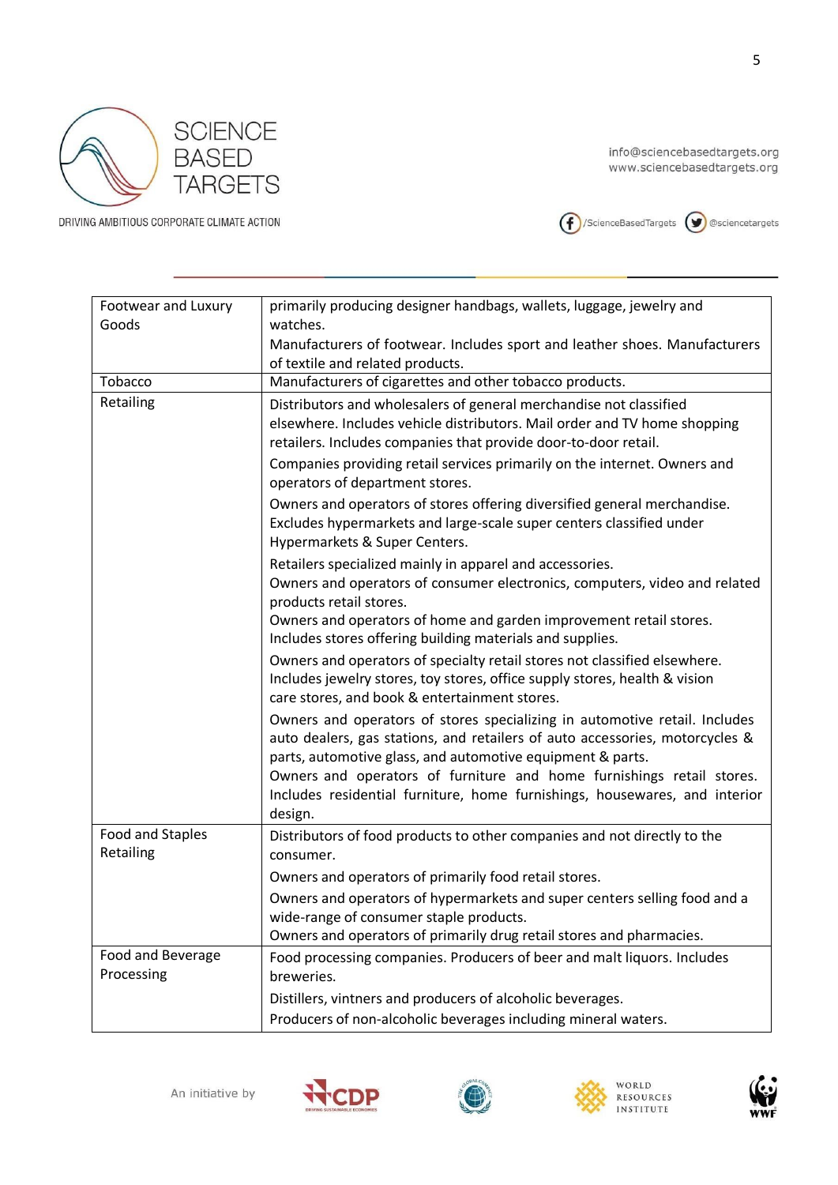| Footwear and Luxury Goods | primarily producing designer handbags, wallets, luggage, jewelry and watches.<br>Manufacturers of footwear. Includes sport and leather shoes. Manufacturers of textile and related products. |
|---|---|
| Tobacco | Manufacturers of cigarettes and other tobacco products. |
| Retailing | Distributors and wholesalers of general merchandise not classified elsewhere. Includes vehicle distributors. Mail order and TV home shopping retailers. Includes companies that provide door-to-door retail.<br>Companies providing retail services primarily on the internet. Owners and operators of department stores.<br>Owners and operators of stores offering diversified general merchandise. Excludes hypermarkets and large-scale super centers classified under Hypermarkets & Super Centers.<br>Retailers specialized mainly in apparel and accessories.<br>Owners and operators of consumer electronics, computers, video and related products retail stores.<br>Owners and operators of home and garden improvement retail stores. Includes stores offering building materials and supplies.<br>Owners and operators of specialty retail stores not classified elsewhere. Includes jewelry stores, toy stores, office supply stores, health & vision care stores, and book & entertainment stores.<br>Owners and operators of stores specializing in automotive retail. Includes auto dealers, gas stations, and retailers of auto accessories, motorcycles & parts, automotive glass, and automotive equipment & parts.<br>Owners and operators of furniture and home furnishings retail stores. Includes residential furniture, home furnishings, housewares, and interior design. |
| Food and Staples Retailing | Distributors of food products to other companies and not directly to the consumer.<br>Owners and operators of primarily food retail stores.<br>Owners and operators of hypermarkets and super centers selling food and a wide-range of consumer staple products.<br>Owners and operators of primarily drug retail stores and pharmacies. |
| Food and Beverage Processing | Food processing companies. Producers of beer and malt liquors. Includes breweries.<br>Distillers, vintners and producers of alcoholic beverages.<br>Producers of non-alcoholic beverages including mineral waters. |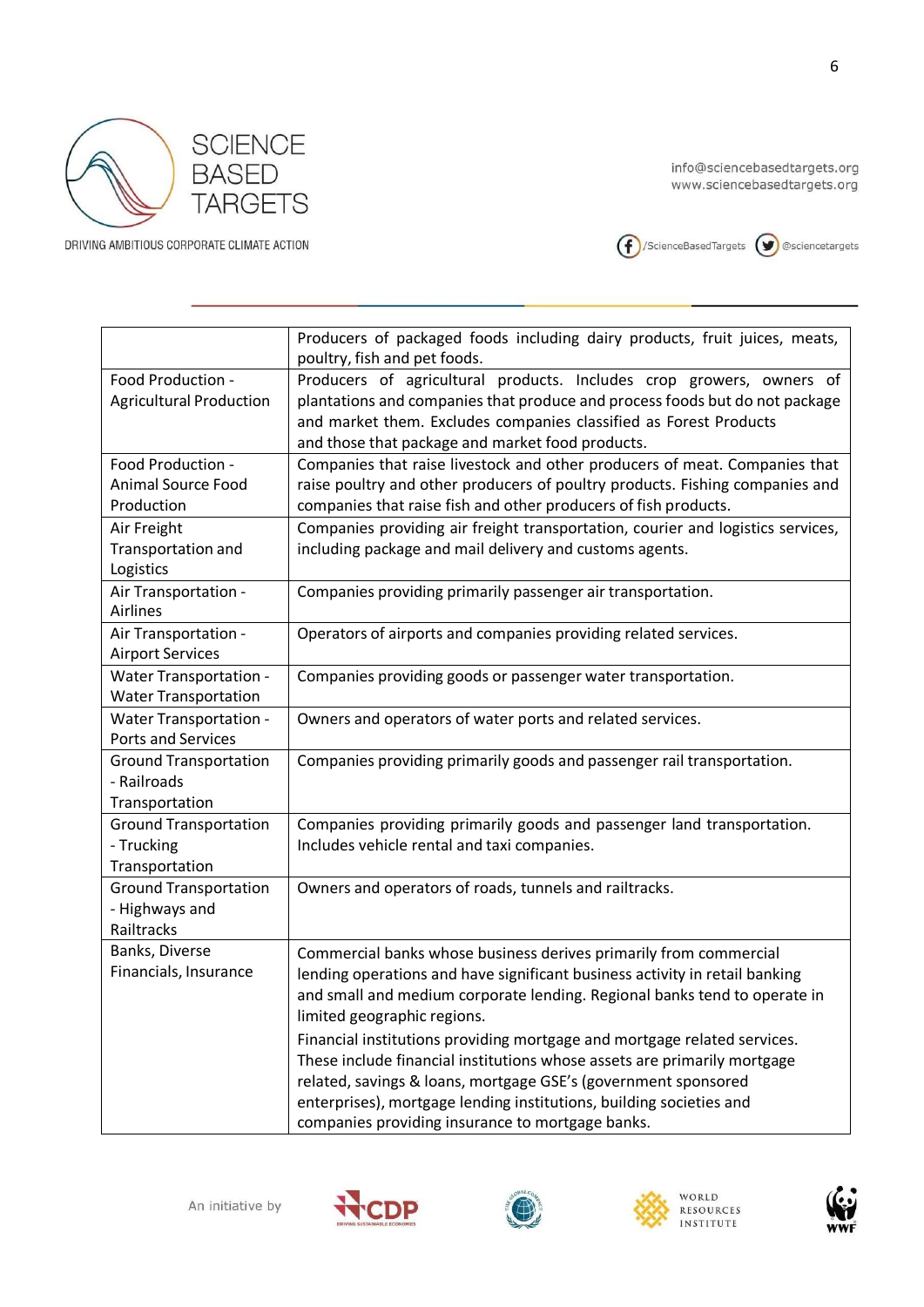|  |  |
|---|---|
|  | Producers of packaged foods including dairy products, fruit juices, meats, poultry, fish and pet foods. |
| Food Production - Agricultural Production | Producers of agricultural products. Includes crop growers, owners of plantations and companies that produce and process foods but do not package and market them. Excludes companies classified as Forest Products and those that package and market food products. |
| Food Production - Animal Source Food Production | Companies that raise livestock and other producers of meat. Companies that raise poultry and other producers of poultry products. Fishing companies and companies that raise fish and other producers of fish products. |
| Air Freight Transportation and Logistics | Companies providing air freight transportation, courier and logistics services, including package and mail delivery and customs agents. |
| Air Transportation - Airlines | Companies providing primarily passenger air transportation. |
| Air Transportation - Airport Services | Operators of airports and companies providing related services. |
| Water Transportation - Water Transportation | Companies providing goods or passenger water transportation. |
| Water Transportation - Ports and Services | Owners and operators of water ports and related services. |
| Ground Transportation - Railroads Transportation | Companies providing primarily goods and passenger rail transportation. |
| Ground Transportation - Trucking Transportation | Companies providing primarily goods and passenger land transportation. Includes vehicle rental and taxi companies. |
| Ground Transportation - Highways and Railtracks | Owners and operators of roads, tunnels and railtracks. |
| Banks, Diverse Financials, Insurance | Commercial banks whose business derives primarily from commercial lending operations and have significant business activity in retail banking and small and medium corporate lending. Regional banks tend to operate in limited geographic regions.<br><br>Financial institutions providing mortgage and mortgage related services. These include financial institutions whose assets are primarily mortgage related, savings & loans, mortgage GSE's (government sponsored enterprises), mortgage lending institutions, building societies and companies providing insurance to mortgage banks. |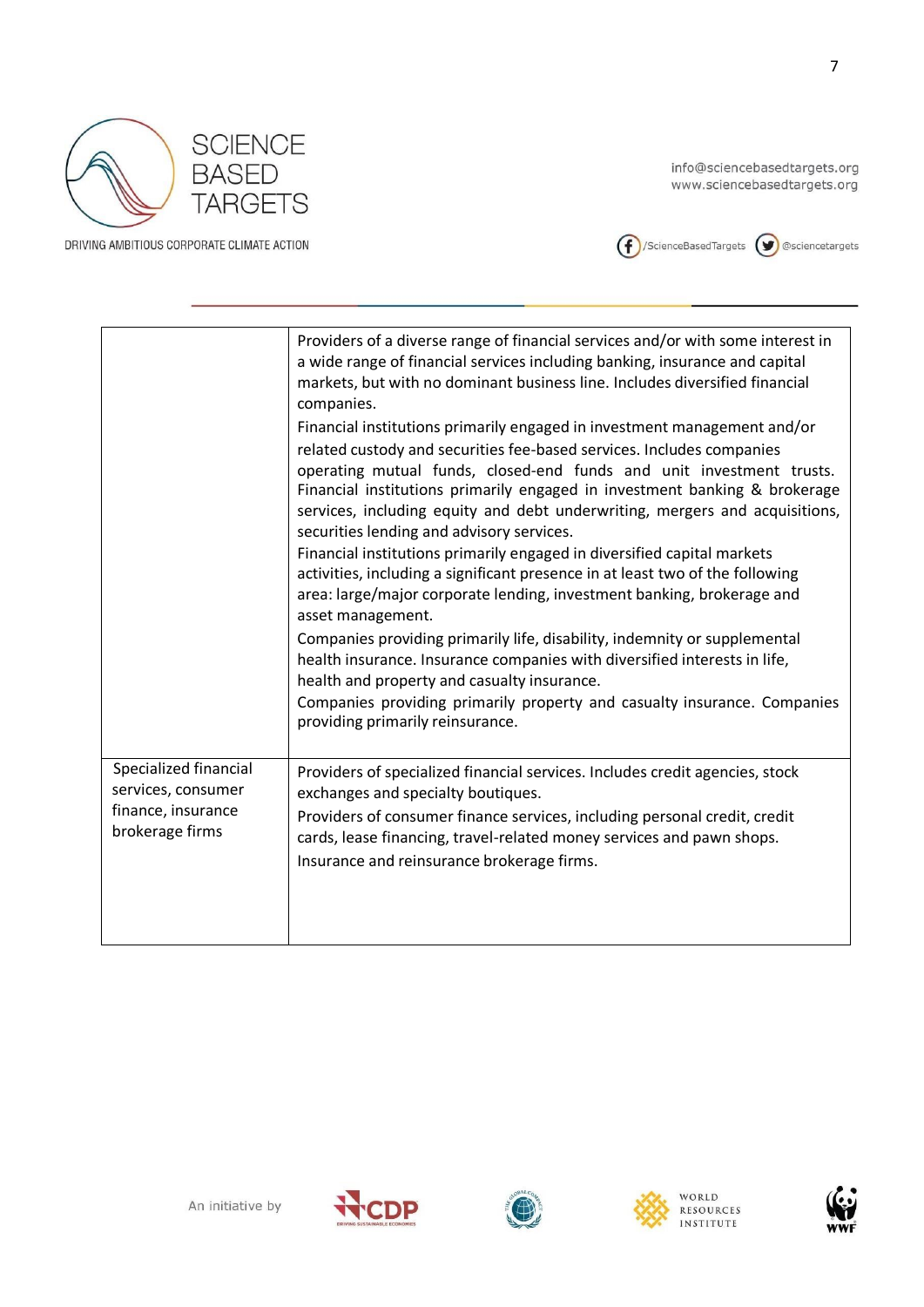| | |
|---|---|
| | Providers of a diverse range of financial services and/or with some interest in a wide range of financial services including banking, insurance and capital markets, but with no dominant business line. Includes diversified financial companies.<br>Financial institutions primarily engaged in investment management and/or related custody and securities fee-based services. Includes companies operating mutual funds, closed-end funds and unit investment trusts. Financial institutions primarily engaged in investment banking & brokerage services, including equity and debt underwriting, mergers and acquisitions, securities lending and advisory services.<br>Financial institutions primarily engaged in diversified capital markets activities, including a significant presence in at least two of the following area: large/major corporate lending, investment banking, brokerage and asset management.<br>Companies providing primarily life, disability, indemnity or supplemental health insurance. Insurance companies with diversified interests in life, health and property and casualty insurance.<br>Companies providing primarily property and casualty insurance. Companies providing primarily reinsurance. |
| Specialized financial services, consumer finance, insurance brokerage firms | Providers of specialized financial services. Includes credit agencies, stock exchanges and specialty boutiques.<br>Providers of consumer finance services, including personal credit, credit cards, lease financing, travel-related money services and pawn shops.<br>Insurance and reinsurance brokerage firms. |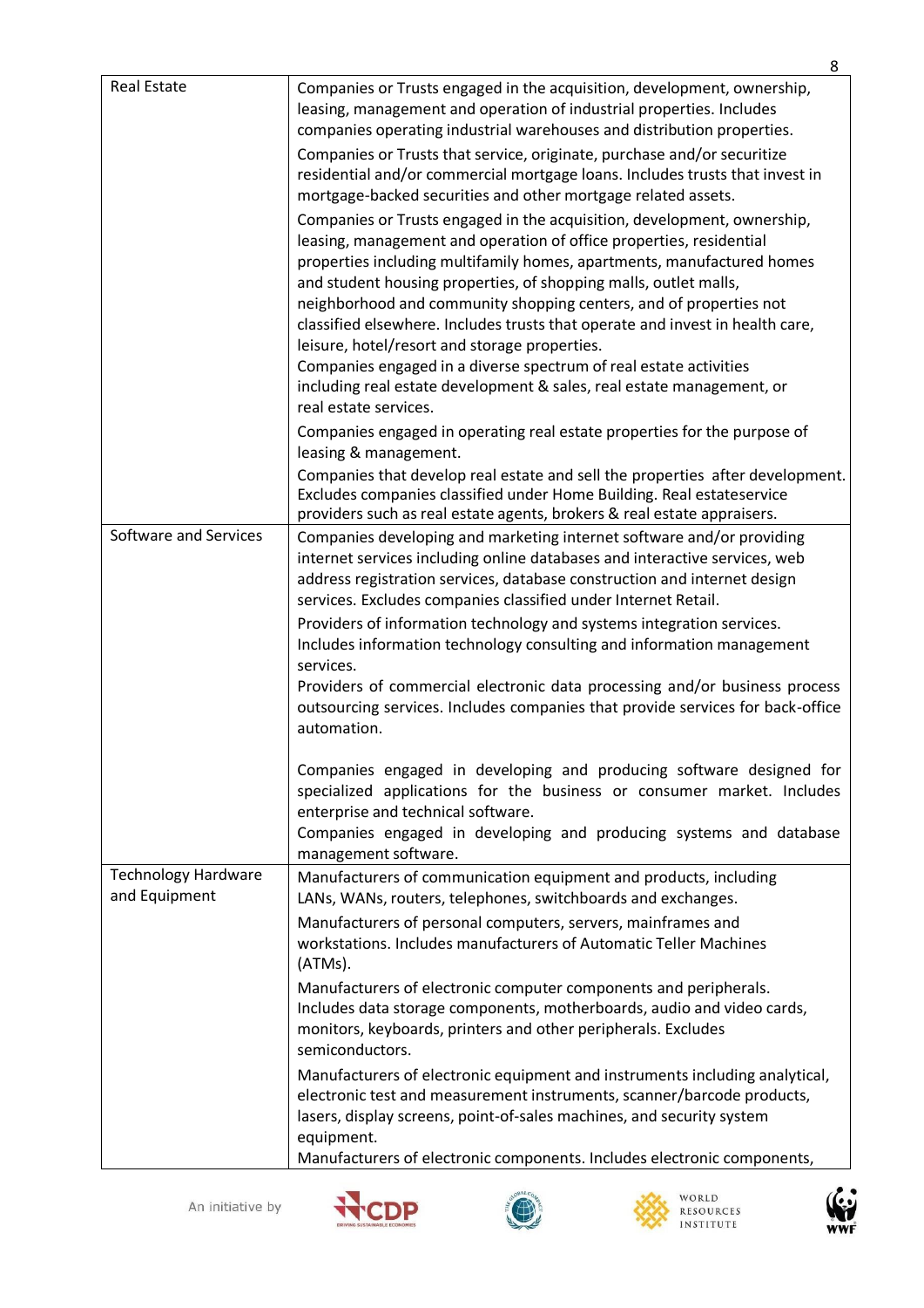| | |
|---|---|
| Real Estate | Companies or Trusts engaged in the acquisition, development, ownership, leasing, management and operation of industrial properties. Includes companies operating industrial warehouses and distribution properties.<br>Companies or Trusts that service, originate, purchase and/or securitize residential and/or commercial mortgage loans. Includes trusts that invest in mortgage-backed securities and other mortgage related assets.<br>Companies or Trusts engaged in the acquisition, development, ownership, leasing, management and operation of office properties, residential properties including multifamily homes, apartments, manufactured homes and student housing properties, of shopping malls, outlet malls, neighborhood and community shopping centers, and of properties not classified elsewhere. Includes trusts that operate and invest in health care, leisure, hotel/resort and storage properties.<br>Companies engaged in a diverse spectrum of real estate activities including real estate development & sales, real estate management, or real estate services.<br>Companies engaged in operating real estate properties for the purpose of leasing & management.<br>Companies that develop real estate and sell the properties after development. Excludes companies classified under Home Building. Real estateservice providers such as real estate agents, brokers & real estate appraisers. |
| Software and Services | Companies developing and marketing internet software and/or providing internet services including online databases and interactive services, web address registration services, database construction and internet design services. Excludes companies classified under Internet Retail.<br>Providers of information technology and systems integration services. Includes information technology consulting and information management services.<br>Providers of commercial electronic data processing and/or business process outsourcing services. Includes companies that provide services for back-office automation.<br><br>Companies engaged in developing and producing software designed for specialized applications for the business or consumer market. Includes enterprise and technical software.<br>Companies engaged in developing and producing systems and database management software. |
| Technology Hardware and Equipment | Manufacturers of communication equipment and products, including LANs, WANs, routers, telephones, switchboards and exchanges.<br>Manufacturers of personal computers, servers, mainframes and workstations. Includes manufacturers of Automatic Teller Machines (ATMs).<br>Manufacturers of electronic computer components and peripherals. Includes data storage components, motherboards, audio and video cards, monitors, keyboards, printers and other peripherals. Excludes semiconductors.<br>Manufacturers of electronic equipment and instruments including analytical, electronic test and measurement instruments, scanner/barcode products, lasers, display screens, point-of-sales machines, and security system equipment.<br>Manufacturers of electronic components. Includes electronic components, |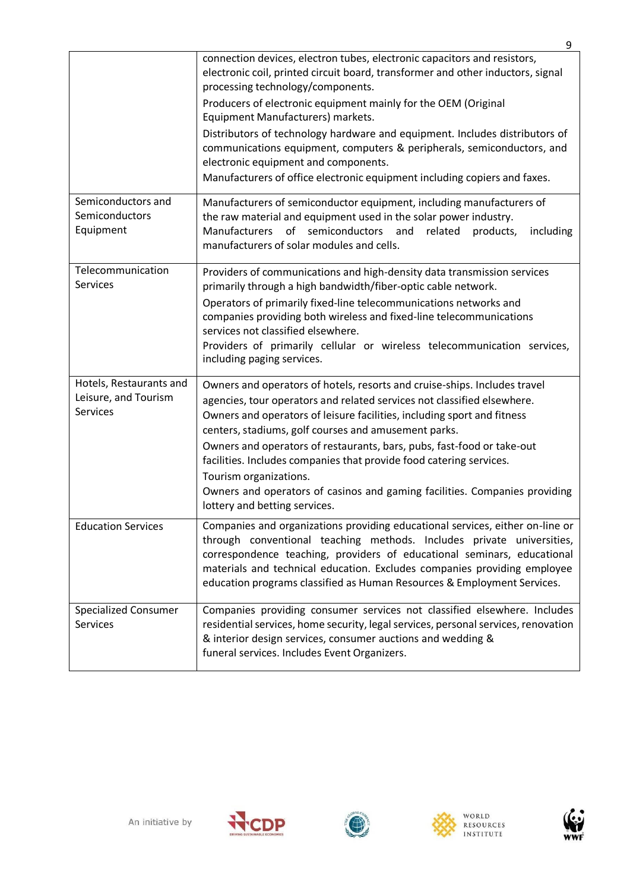| | |
|---|---|
| | connection devices, electron tubes, electronic capacitors and resistors, electronic coil, printed circuit board, transformer and other inductors, signal processing technology/components.<br>Producers of electronic equipment mainly for the OEM (Original Equipment Manufacturers) markets.<br>Distributors of technology hardware and equipment. Includes distributors of communications equipment, computers & peripherals, semiconductors, and electronic equipment and components.<br>Manufacturers of office electronic equipment including copiers and faxes. |
| Semiconductors and Semiconductors Equipment | Manufacturers of semiconductor equipment, including manufacturers of the raw material and equipment used in the solar power industry.<br>Manufacturers of semiconductors and related products, including manufacturers of solar modules and cells. |
| Telecommunication Services | Providers of communications and high-density data transmission services primarily through a high bandwidth/fiber-optic cable network.<br>Operators of primarily fixed-line telecommunications networks and companies providing both wireless and fixed-line telecommunications services not classified elsewhere.<br>Providers of primarily cellular or wireless telecommunication services, including paging services. |
| Hotels, Restaurants and Leisure, and Tourism Services | Owners and operators of hotels, resorts and cruise-ships. Includes travel agencies, tour operators and related services not classified elsewhere.<br>Owners and operators of leisure facilities, including sport and fitness centers, stadiums, golf courses and amusement parks.<br>Owners and operators of restaurants, bars, pubs, fast-food or take-out facilities. Includes companies that provide food catering services.<br>Tourism organizations.<br>Owners and operators of casinos and gaming facilities. Companies providing lottery and betting services. |
| Education Services | Companies and organizations providing educational services, either on-line or through conventional teaching methods. Includes private universities, correspondence teaching, providers of educational seminars, educational materials and technical education. Excludes companies providing employee education programs classified as Human Resources & Employment Services. |
| Specialized Consumer Services | Companies providing consumer services not classified elsewhere. Includes residential services, home security, legal services, personal services, renovation & interior design services, consumer auctions and wedding & funeral services. Includes Event Organizers. |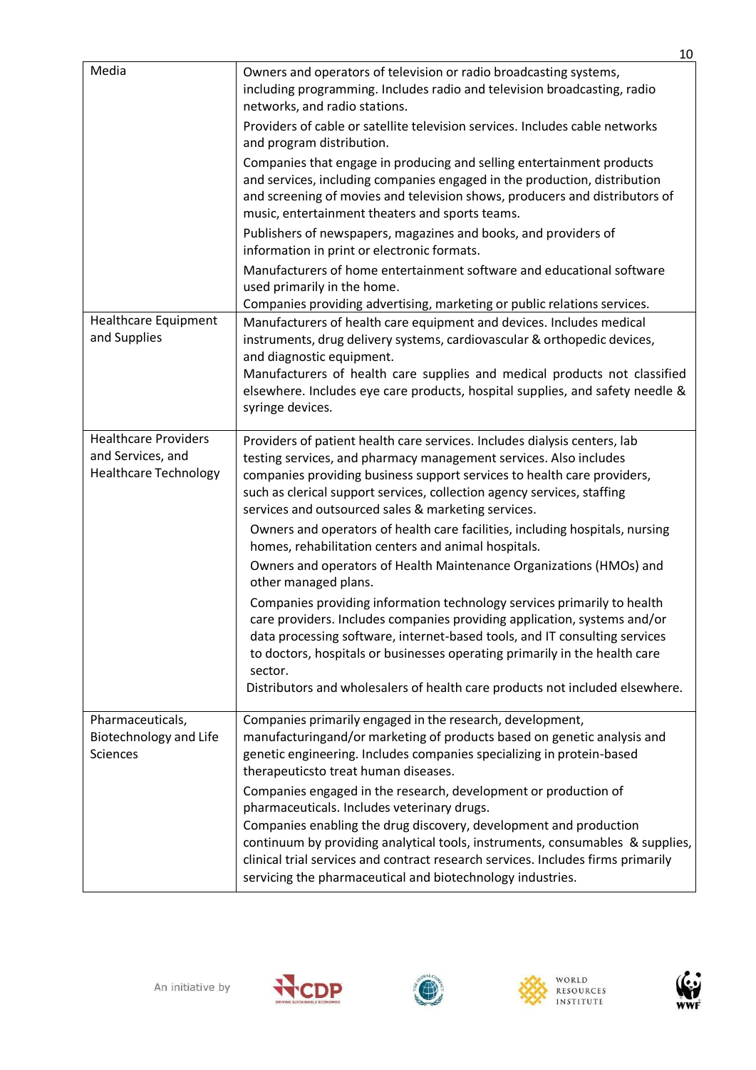| | |
|---|---|
| Media | Owners and operators of television or radio broadcasting systems, including programming. Includes radio and television broadcasting, radio networks, and radio stations.<br>Providers of cable or satellite television services. Includes cable networks and program distribution.<br>Companies that engage in producing and selling entertainment products and services, including companies engaged in the production, distribution and screening of movies and television shows, producers and distributors of music, entertainment theaters and sports teams.<br>Publishers of newspapers, magazines and books, and providers of information in print or electronic formats.<br>Manufacturers of home entertainment software and educational software used primarily in the home.<br>Companies providing advertising, marketing or public relations services. |
| Healthcare Equipment and Supplies | Manufacturers of health care equipment and devices. Includes medical instruments, drug delivery systems, cardiovascular & orthopedic devices, and diagnostic equipment.<br>Manufacturers of health care supplies and medical products not classified elsewhere. Includes eye care products, hospital supplies, and safety needle & syringe devices. |
| Healthcare Providers and Services, and Healthcare Technology | Providers of patient health care services. Includes dialysis centers, lab testing services, and pharmacy management services. Also includes companies providing business support services to health care providers, such as clerical support services, collection agency services, staffing services and outsourced sales & marketing services.<br>Owners and operators of health care facilities, including hospitals, nursing homes, rehabilitation centers and animal hospitals.<br>Owners and operators of Health Maintenance Organizations (HMOs) and other managed plans.<br>Companies providing information technology services primarily to health care providers. Includes companies providing application, systems and/or data processing software, internet-based tools, and IT consulting services to doctors, hospitals or businesses operating primarily in the health care sector.<br>Distributors and wholesalers of health care products not included elsewhere. |
| Pharmaceuticals, Biotechnology and Life Sciences | Companies primarily engaged in the research, development, manufacturingand/or marketing of products based on genetic analysis and genetic engineering. Includes companies specializing in protein-based therapeuticsto treat human diseases.<br>Companies engaged in the research, development or production of pharmaceuticals. Includes veterinary drugs.<br>Companies enabling the drug discovery, development and production continuum by providing analytical tools, instruments, consumables & supplies, clinical trial services and contract research services. Includes firms primarily servicing the pharmaceutical and biotechnology industries. |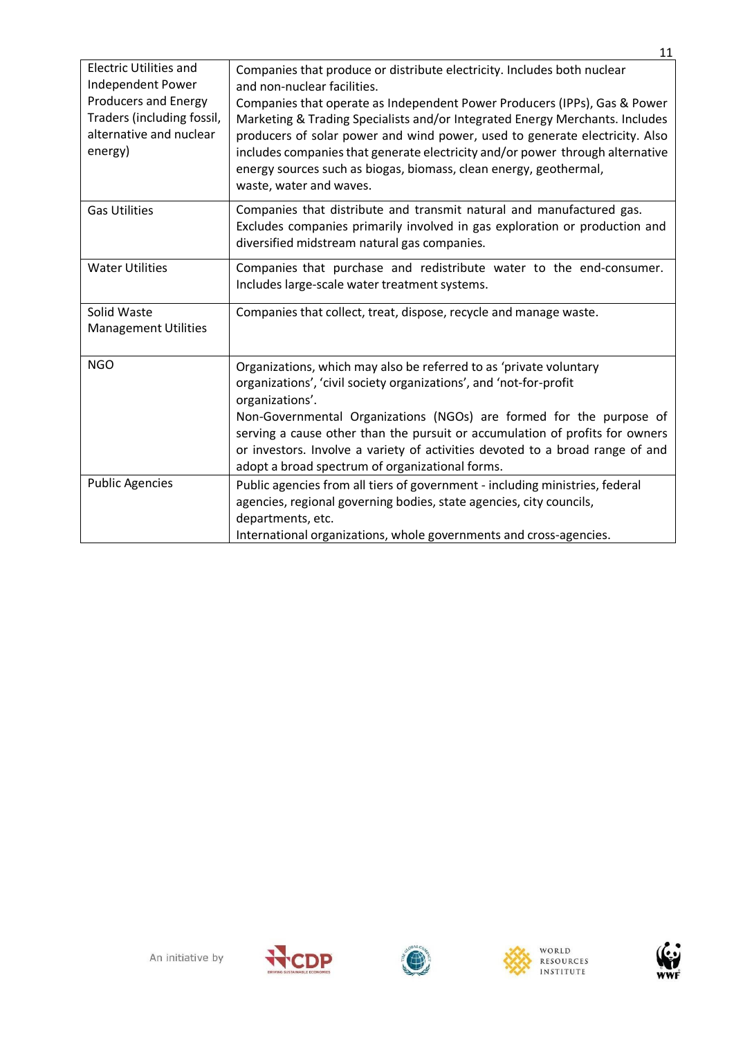| | |
|---|---|
| Electric Utilities and Independent Power Producers and Energy Traders (including fossil, alternative and nuclear energy) | Companies that produce or distribute electricity. Includes both nuclear and non-nuclear facilities. Companies that operate as Independent Power Producers (IPPs), Gas & Power Marketing & Trading Specialists and/or Integrated Energy Merchants. Includes producers of solar power and wind power, used to generate electricity. Also includes companies that generate electricity and/or power through alternative energy sources such as biogas, biomass, clean energy, geothermal, waste, water and waves. |
| Gas Utilities | Companies that distribute and transmit natural and manufactured gas. Excludes companies primarily involved in gas exploration or production and diversified midstream natural gas companies. |
| Water Utilities | Companies that purchase and redistribute water to the end-consumer. Includes large-scale water treatment systems. |
| Solid Waste Management Utilities | Companies that collect, treat, dispose, recycle and manage waste. |
| NGO | Organizations, which may also be referred to as 'private voluntary organizations', 'civil society organizations', and 'not-for-profit organizations'. Non-Governmental Organizations (NGOs) are formed for the purpose of serving a cause other than the pursuit or accumulation of profits for owners or investors. Involve a variety of activities devoted to a broad range of and adopt a broad spectrum of organizational forms. |
| Public Agencies | Public agencies from all tiers of government - including ministries, federal agencies, regional governing bodies, state agencies, city councils, departments, etc. International organizations, whole governments and cross-agencies. |